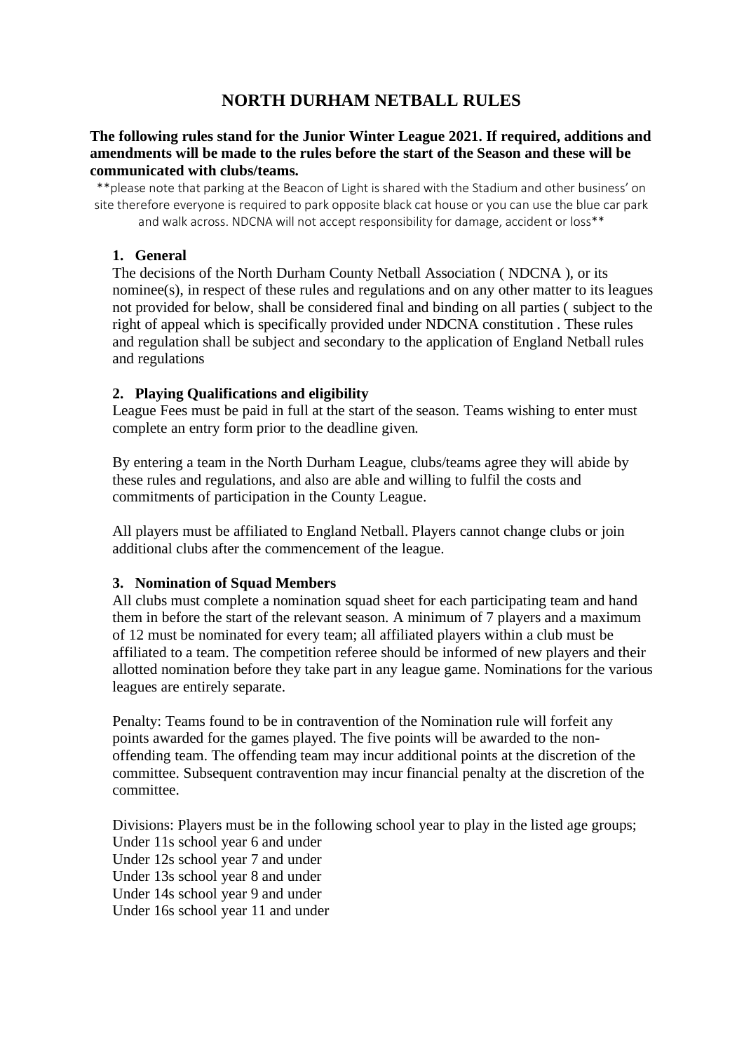# NORTH DURHAM NETBALL RULES

**The following rules stand for the Junior Winter League 2021. If required, additions and amendments will be made to the rules before the start of the Season and these will be communicated with clubs/teams.**

**please note that parking at the Beacon of Light is shared with the Stadium and other business' on site therefore everyone is required to park opposite black cat house or you can use the blue car park and walk across. NDCNA will not accept responsibility for damage, accident or loss**

### 1. General

The decisions of the North Durham County Netball Association ( NDCNA ), or its nominee(s), in respect of these rules and regulations and on any other matter to its leagues not provided for below, shall be considered final and binding on all parties ( subject to the right of appeal which is specifically provided under NDCNA constitution . These rules and regulation shall be subject and secondary to the application of England Netball rules and regulations

### 2. Playing Qualifications and eligibility

League Fees must be paid in full at the start of the season. Teams wishing to enter must complete an entry form prior to the deadline given.

By entering a team in the North Durham League, clubs/teams agree they will abide by these rules and regulations, and also are able and willing to fulfil the costs and commitments of participation in the County League.

All players must be affiliated to England Netball. Players cannot change clubs or join additional clubs after the commencement of the league.

### 3. Nomination of Squad Members

All clubs must complete a nomination squad sheet for each participating team and hand them in before the start of the relevant season. A minimum of 7 players and a maximum of 12 must be nominated for every team; all affiliated players within a club must be affiliated to a team. The competition referee should be informed of new players and their allotted nomination before they take part in any league game. Nominations for the various leagues are entirely separate.

Penalty: Teams found to be in contravention of the Nomination rule will forfeit any points awarded for the games played. The five points will be awarded to the non-offending team. The offending team may incur additional points at the discretion of the committee. Subsequent contravention may incur financial penalty at the discretion of the committee.

Divisions: Players must be in the following school year to play in the listed age groups;
Under 11s school year 6 and under
Under 12s school year 7 and under
Under 13s school year 8 and under
Under 14s school year 9 and under
Under 16s school year 11 and under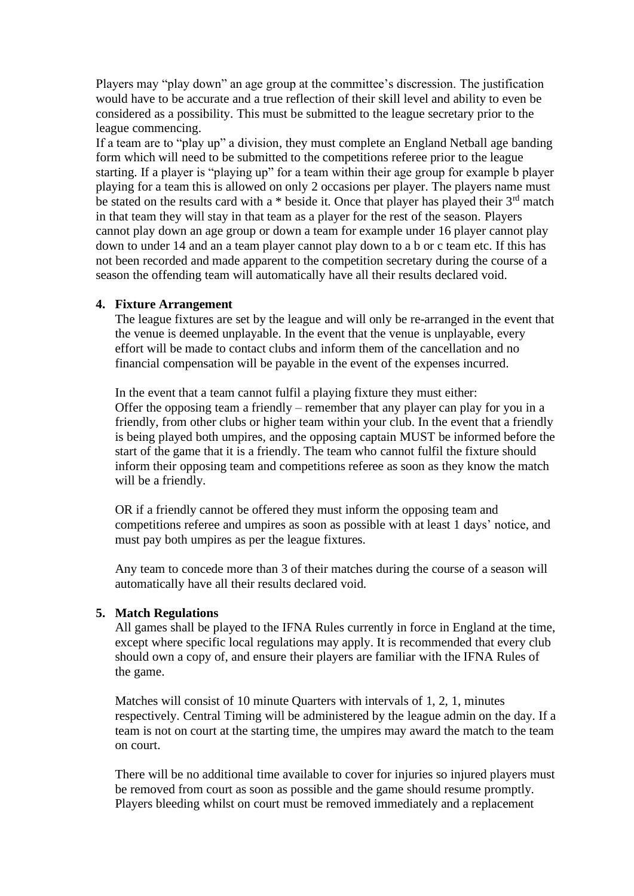Players may “play down” an age group at the committee’s discression. The justification would have to be accurate and a true reflection of their skill level and ability to even be considered as a possibility. This must be submitted to the league secretary prior to the league commencing.

If a team are to “play up” a division, they must complete an England Netball age banding form which will need to be submitted to the competitions referee prior to the league starting. If a player is “playing up” for a team within their age group for example b player playing for a team this is allowed on only 2 occasions per player. The players name must be stated on the results card with a * beside it. Once that player has played their 3rd match in that team they will stay in that team as a player for the rest of the season. Players cannot play down an age group or down a team for example under 16 player cannot play down to under 14 and an a team player cannot play down to a b or c team etc. If this has not been recorded and made apparent to the competition secretary during the course of a season the offending team will automatically have all their results declared void.

4. **Fixture Arrangement**

   The league fixtures are set by the league and will only be re-arranged in the event that the venue is deemed unplayable. In the event that the venue is unplayable, every effort will be made to contact clubs and inform them of the cancellation and no financial compensation will be payable in the event of the expenses incurred.

   In the event that a team cannot fulfil a playing fixture they must either:
   Offer the opposing team a friendly – remember that any player can play for you in a friendly, from other clubs or higher team within your club. In the event that a friendly is being played both umpires, and the opposing captain MUST be informed before the start of the game that it is a friendly. The team who cannot fulfil the fixture should inform their opposing team and competitions referee as soon as they know the match will be a friendly.

   OR if a friendly cannot be offered they must inform the opposing team and competitions referee and umpires as soon as possible with at least 1 days’ notice, and must pay both umpires as per the league fixtures.

   Any team to concede more than 3 of their matches during the course of a season will automatically have all their results declared void.

5. **Match Regulations**

   All games shall be played to the IFNA Rules currently in force in England at the time, except where specific local regulations may apply. It is recommended that every club should own a copy of, and ensure their players are familiar with the IFNA Rules of the game.

   Matches will consist of 10 minute Quarters with intervals of 1, 2, 1, minutes respectively. Central Timing will be administered by the league admin on the day. If a team is not on court at the starting time, the umpires may award the match to the team on court.

   There will be no additional time available to cover for injuries so injured players must be removed from court as soon as possible and the game should resume promptly. Players bleeding whilst on court must be removed immediately and a replacement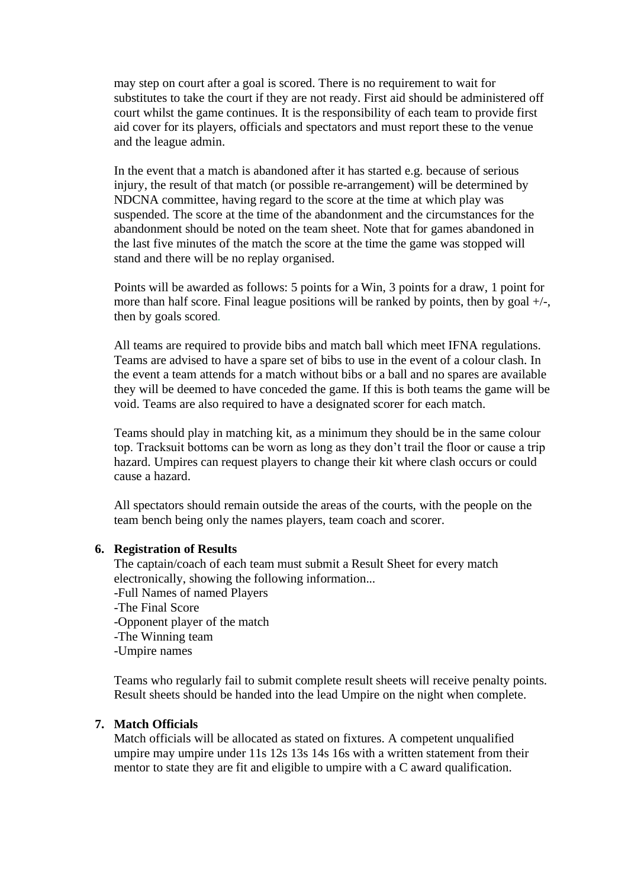may step on court after a goal is scored. There is no requirement to wait for substitutes to take the court if they are not ready. First aid should be administered off court whilst the game continues. It is the responsibility of each team to provide first aid cover for its players, officials and spectators and must report these to the venue and the league admin.

In the event that a match is abandoned after it has started e.g. because of serious injury, the result of that match (or possible re-arrangement) will be determined by NDCNA committee, having regard to the score at the time at which play was suspended. The score at the time of the abandonment and the circumstances for the abandonment should be noted on the team sheet. Note that for games abandoned in the last five minutes of the match the score at the time the game was stopped will stand and there will be no replay organised.

Points will be awarded as follows: 5 points for a Win, 3 points for a draw, 1 point for more than half score. Final league positions will be ranked by points, then by goal +/-, then by goals scored.

All teams are required to provide bibs and match ball which meet IFNA regulations. Teams are advised to have a spare set of bibs to use in the event of a colour clash. In the event a team attends for a match without bibs or a ball and no spares are available they will be deemed to have conceded the game. If this is both teams the game will be void. Teams are also required to have a designated scorer for each match.

Teams should play in matching kit, as a minimum they should be in the same colour top. Tracksuit bottoms can be worn as long as they don't trail the floor or cause a trip hazard. Umpires can request players to change their kit where clash occurs or could cause a hazard.

All spectators should remain outside the areas of the courts, with the people on the team bench being only the names players, team coach and scorer.

**6. Registration of Results**

The captain/coach of each team must submit a Result Sheet for every match electronically, showing the following information...
-Full Names of named Players
-The Final Score
-Opponent player of the match
-The Winning team
-Umpire names

Teams who regularly fail to submit complete result sheets will receive penalty points. Result sheets should be handed into the lead Umpire on the night when complete.

**7. Match Officials**

Match officials will be allocated as stated on fixtures. A competent unqualified umpire may umpire under 11s 12s 13s 14s 16s with a written statement from their mentor to state they are fit and eligible to umpire with a C award qualification.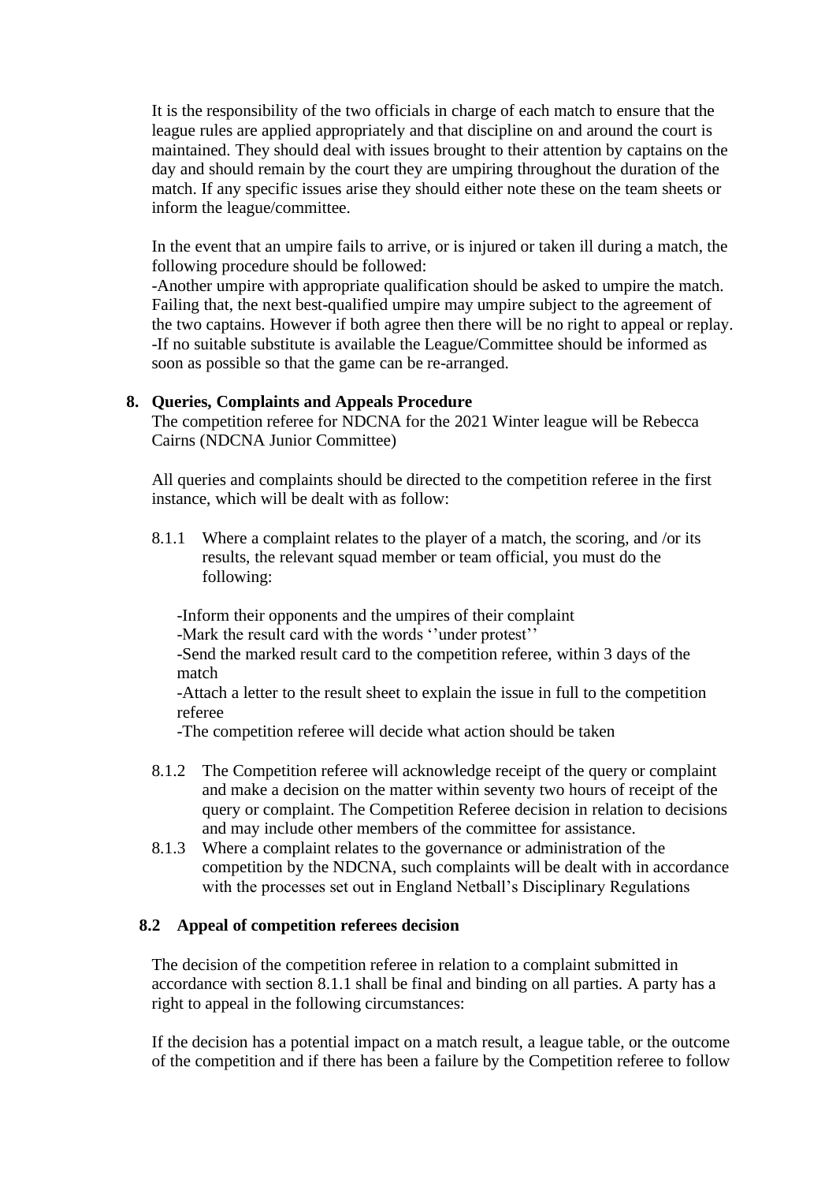It is the responsibility of the two officials in charge of each match to ensure that the league rules are applied appropriately and that discipline on and around the court is maintained. They should deal with issues brought to their attention by captains on the day and should remain by the court they are umpiring throughout the duration of the match. If any specific issues arise they should either note these on the team sheets or inform the league/committee.

In the event that an umpire fails to arrive, or is injured or taken ill during a match, the following procedure should be followed:
-Another umpire with appropriate qualification should be asked to umpire the match. Failing that, the next best-qualified umpire may umpire subject to the agreement of the two captains. However if both agree then there will be no right to appeal or replay.
-If no suitable substitute is available the League/Committee should be informed as soon as possible so that the game can be re-arranged.

## 8. Queries, Complaints and Appeals Procedure

The competition referee for NDCNA for the 2021 Winter league will be Rebecca Cairns (NDCNA Junior Committee)

All queries and complaints should be directed to the competition referee in the first instance, which will be dealt with as follow:

8.1.1 Where a complaint relates to the player of a match, the scoring, and /or its results, the relevant squad member or team official, you must do the following:

-Inform their opponents and the umpires of their complaint
-Mark the result card with the words ''under protest''
-Send the marked result card to the competition referee, within 3 days of the match
-Attach a letter to the result sheet to explain the issue in full to the competition referee
-The competition referee will decide what action should be taken

8.1.2 The Competition referee will acknowledge receipt of the query or complaint and make a decision on the matter within seventy two hours of receipt of the query or complaint. The Competition Referee decision in relation to decisions and may include other members of the committee for assistance.

8.1.3 Where a complaint relates to the governance or administration of the competition by the NDCNA, such complaints will be dealt with in accordance with the processes set out in England Netball's Disciplinary Regulations

### 8.2 Appeal of competition referees decision

The decision of the competition referee in relation to a complaint submitted in accordance with section 8.1.1 shall be final and binding on all parties. A party has a right to appeal in the following circumstances:

If the decision has a potential impact on a match result, a league table, or the outcome of the competition and if there has been a failure by the Competition referee to follow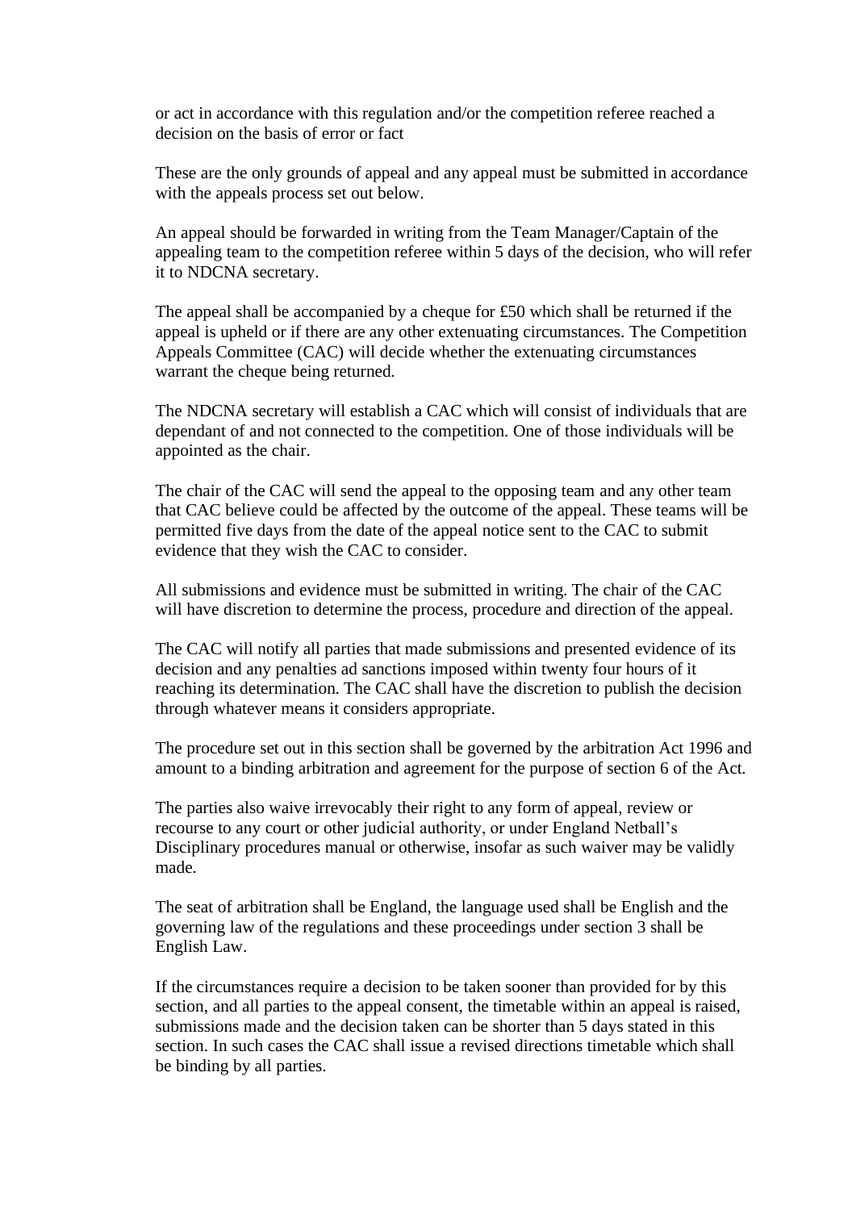or act in accordance with this regulation and/or the competition referee reached a decision on the basis of error or fact

These are the only grounds of appeal and any appeal must be submitted in accordance with the appeals process set out below.

An appeal should be forwarded in writing from the Team Manager/Captain of the appealing team to the competition referee within 5 days of the decision, who will refer it to NDCNA secretary.

The appeal shall be accompanied by a cheque for £50 which shall be returned if the appeal is upheld or if there are any other extenuating circumstances. The Competition Appeals Committee (CAC) will decide whether the extenuating circumstances warrant the cheque being returned.

The NDCNA secretary will establish a CAC which will consist of individuals that are dependant of and not connected to the competition. One of those individuals will be appointed as the chair.

The chair of the CAC will send the appeal to the opposing team and any other team that CAC believe could be affected by the outcome of the appeal. These teams will be permitted five days from the date of the appeal notice sent to the CAC to submit evidence that they wish the CAC to consider.

All submissions and evidence must be submitted in writing. The chair of the CAC will have discretion to determine the process, procedure and direction of the appeal.

The CAC will notify all parties that made submissions and presented evidence of its decision and any penalties ad sanctions imposed within twenty four hours of it reaching its determination. The CAC shall have the discretion to publish the decision through whatever means it considers appropriate.

The procedure set out in this section shall be governed by the arbitration Act 1996 and amount to a binding arbitration and agreement for the purpose of section 6 of the Act.

The parties also waive irrevocably their right to any form of appeal, review or recourse to any court or other judicial authority, or under England Netball's Disciplinary procedures manual or otherwise, insofar as such waiver may be validly made.

The seat of arbitration shall be England, the language used shall be English and the governing law of the regulations and these proceedings under section 3 shall be English Law.

If the circumstances require a decision to be taken sooner than provided for by this section, and all parties to the appeal consent, the timetable within an appeal is raised, submissions made and the decision taken can be shorter than 5 days stated in this section. In such cases the CAC shall issue a revised directions timetable which shall be binding by all parties.